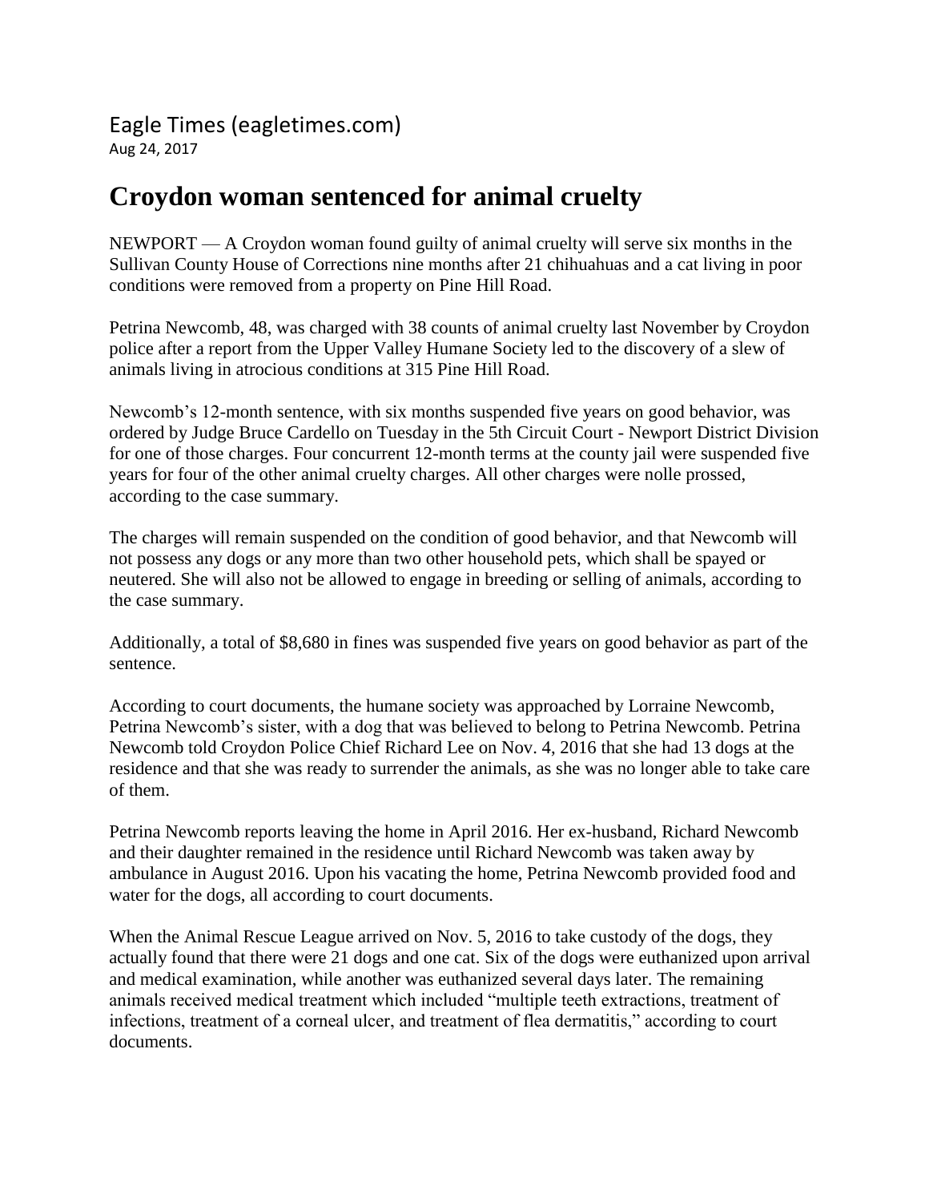Eagle Times (eagletimes.com)
Aug 24, 2017

# Croydon woman sentenced for animal cruelty

NEWPORT — A Croydon woman found guilty of animal cruelty will serve six months in the Sullivan County House of Corrections nine months after 21 chihuahuas and a cat living in poor conditions were removed from a property on Pine Hill Road.

Petrina Newcomb, 48, was charged with 38 counts of animal cruelty last November by Croydon police after a report from the Upper Valley Humane Society led to the discovery of a slew of animals living in atrocious conditions at 315 Pine Hill Road.

Newcomb's 12-month sentence, with six months suspended five years on good behavior, was ordered by Judge Bruce Cardello on Tuesday in the 5th Circuit Court - Newport District Division for one of those charges. Four concurrent 12-month terms at the county jail were suspended five years for four of the other animal cruelty charges. All other charges were nolle prossed, according to the case summary.

The charges will remain suspended on the condition of good behavior, and that Newcomb will not possess any dogs or any more than two other household pets, which shall be spayed or neutered. She will also not be allowed to engage in breeding or selling of animals, according to the case summary.

Additionally, a total of $8,680 in fines was suspended five years on good behavior as part of the sentence.

According to court documents, the humane society was approached by Lorraine Newcomb, Petrina Newcomb's sister, with a dog that was believed to belong to Petrina Newcomb. Petrina Newcomb told Croydon Police Chief Richard Lee on Nov. 4, 2016 that she had 13 dogs at the residence and that she was ready to surrender the animals, as she was no longer able to take care of them.

Petrina Newcomb reports leaving the home in April 2016. Her ex-husband, Richard Newcomb and their daughter remained in the residence until Richard Newcomb was taken away by ambulance in August 2016. Upon his vacating the home, Petrina Newcomb provided food and water for the dogs, all according to court documents.

When the Animal Rescue League arrived on Nov. 5, 2016 to take custody of the dogs, they actually found that there were 21 dogs and one cat. Six of the dogs were euthanized upon arrival and medical examination, while another was euthanized several days later. The remaining animals received medical treatment which included "multiple teeth extractions, treatment of infections, treatment of a corneal ulcer, and treatment of flea dermatitis," according to court documents.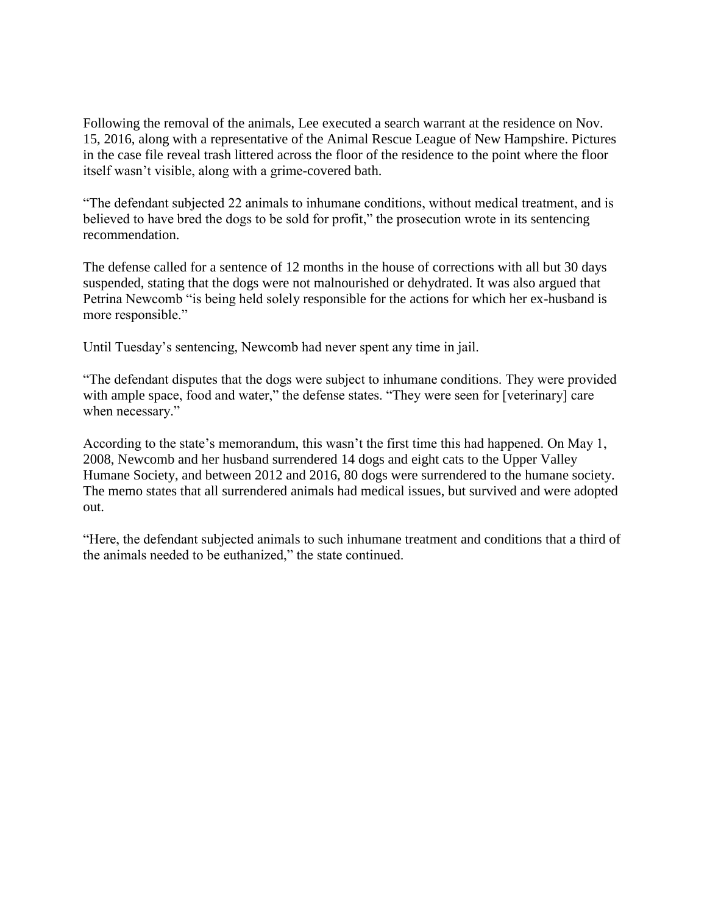Following the removal of the animals, Lee executed a search warrant at the residence on Nov. 15, 2016, along with a representative of the Animal Rescue League of New Hampshire. Pictures in the case file reveal trash littered across the floor of the residence to the point where the floor itself wasn't visible, along with a grime-covered bath.

"The defendant subjected 22 animals to inhumane conditions, without medical treatment, and is believed to have bred the dogs to be sold for profit," the prosecution wrote in its sentencing recommendation.

The defense called for a sentence of 12 months in the house of corrections with all but 30 days suspended, stating that the dogs were not malnourished or dehydrated. It was also argued that Petrina Newcomb "is being held solely responsible for the actions for which her ex-husband is more responsible."

Until Tuesday's sentencing, Newcomb had never spent any time in jail.

"The defendant disputes that the dogs were subject to inhumane conditions. They were provided with ample space, food and water," the defense states. "They were seen for [veterinary] care when necessary."

According to the state's memorandum, this wasn't the first time this had happened. On May 1, 2008, Newcomb and her husband surrendered 14 dogs and eight cats to the Upper Valley Humane Society, and between 2012 and 2016, 80 dogs were surrendered to the humane society. The memo states that all surrendered animals had medical issues, but survived and were adopted out.

"Here, the defendant subjected animals to such inhumane treatment and conditions that a third of the animals needed to be euthanized," the state continued.